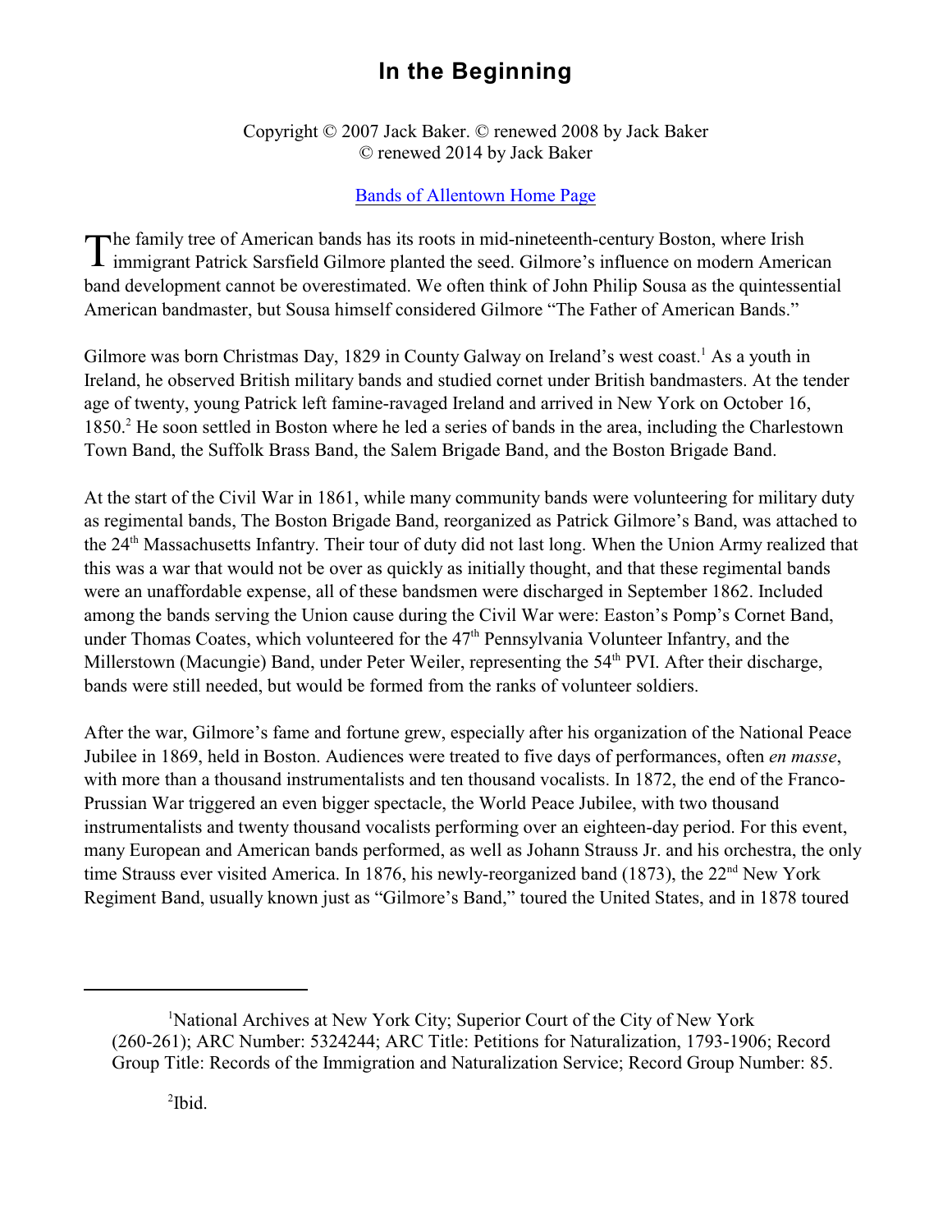# In the Beginning

Copyright © 2007 Jack Baker. © renewed 2008 by Jack Baker
© renewed 2014 by Jack Baker

[Bands of Allentown Home Page]

The family tree of American bands has its roots in mid-nineteenth-century Boston, where Irish immigrant Patrick Sarsfield Gilmore planted the seed. Gilmore's influence on modern American band development cannot be overestimated. We often think of John Philip Sousa as the quintessential American bandmaster, but Sousa himself considered Gilmore "The Father of American Bands."

Gilmore was born Christmas Day, 1829 in County Galway on Ireland's west coast.[1] As a youth in Ireland, he observed British military bands and studied cornet under British bandmasters. At the tender age of twenty, young Patrick left famine-ravaged Ireland and arrived in New York on October 16, 1850.[2] He soon settled in Boston where he led a series of bands in the area, including the Charlestown Town Band, the Suffolk Brass Band, the Salem Brigade Band, and the Boston Brigade Band.

At the start of the Civil War in 1861, while many community bands were volunteering for military duty as regimental bands, The Boston Brigade Band, reorganized as Patrick Gilmore's Band, was attached to the 24th Massachusetts Infantry. Their tour of duty did not last long. When the Union Army realized that this was a war that would not be over as quickly as initially thought, and that these regimental bands were an unaffordable expense, all of these bandsmen were discharged in September 1862. Included among the bands serving the Union cause during the Civil War were: Easton's Pomp's Cornet Band, under Thomas Coates, which volunteered for the 47th Pennsylvania Volunteer Infantry, and the Millerstown (Macungie) Band, under Peter Weiler, representing the 54th PVI. After their discharge, bands were still needed, but would be formed from the ranks of volunteer soldiers.

After the war, Gilmore's fame and fortune grew, especially after his organization of the National Peace Jubilee in 1869, held in Boston. Audiences were treated to five days of performances, often *en masse*, with more than a thousand instrumentalists and ten thousand vocalists. In 1872, the end of the Franco-Prussian War triggered an even bigger spectacle, the World Peace Jubilee, with two thousand instrumentalists and twenty thousand vocalists performing over an eighteen-day period. For this event, many European and American bands performed, as well as Johann Strauss Jr. and his orchestra, the only time Strauss ever visited America. In 1876, his newly-reorganized band (1873), the 22nd New York Regiment Band, usually known just as "Gilmore's Band," toured the United States, and in 1878 toured

---

[1] National Archives at New York City; Superior Court of the City of New York (260-261); ARC Number: 5324244; ARC Title: Petitions for Naturalization, 1793-1906; Record Group Title: Records of the Immigration and Naturalization Service; Record Group Number: 85.

[2] Ibid.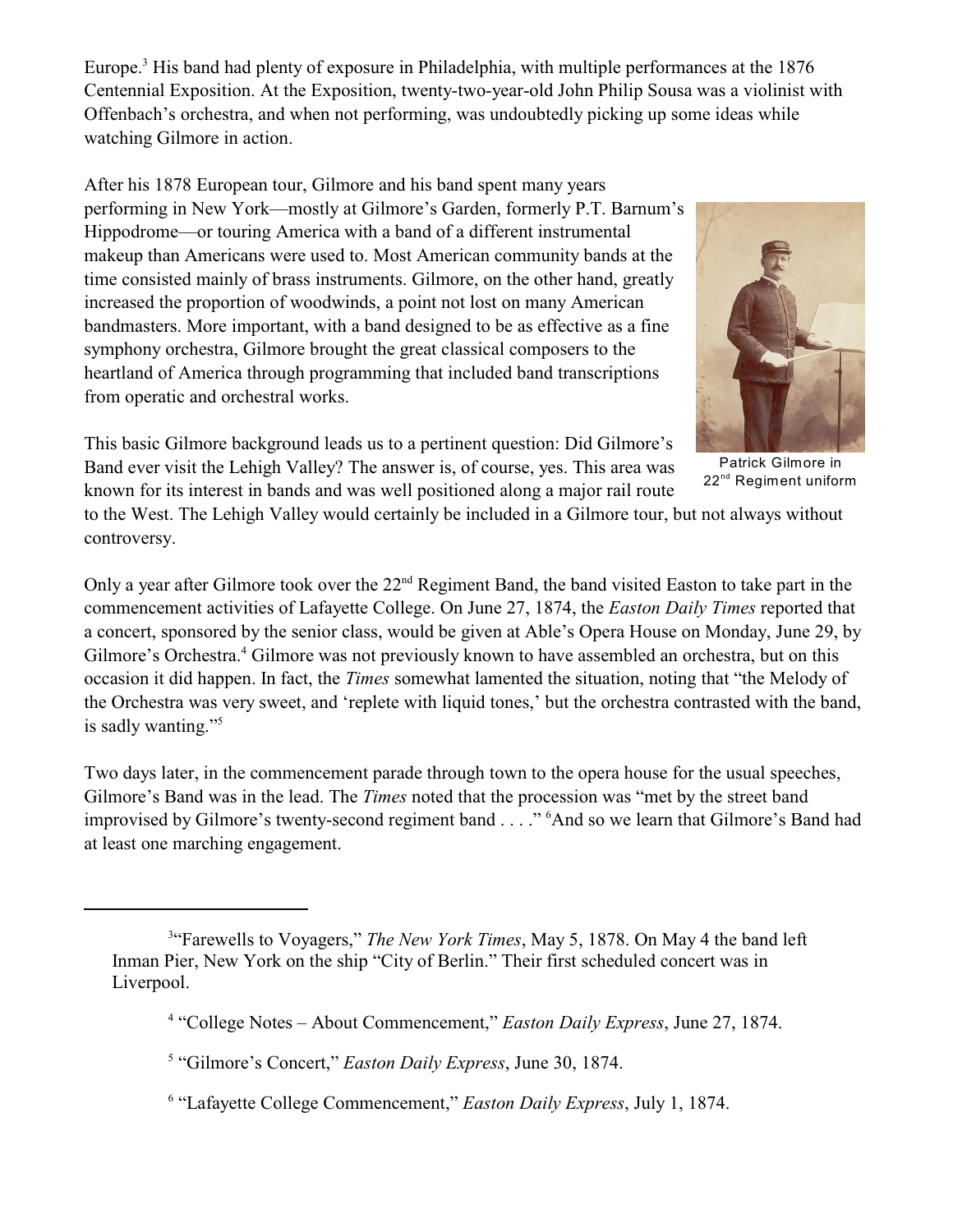Europe.[3] His band had plenty of exposure in Philadelphia, with multiple performances at the 1876 Centennial Exposition. At the Exposition, twenty-two-year-old John Philip Sousa was a violinist with Offenbach's orchestra, and when not performing, was undoubtedly picking up some ideas while watching Gilmore in action.

After his 1878 European tour, Gilmore and his band spent many years performing in New York—mostly at Gilmore's Garden, formerly P.T. Barnum's Hippodrome—or touring America with a band of a different instrumental makeup than Americans were used to. Most American community bands at the time consisted mainly of brass instruments. Gilmore, on the other hand, greatly increased the proportion of woodwinds, a point not lost on many American bandmasters. More important, with a band designed to be as effective as a fine symphony orchestra, Gilmore brought the great classical composers to the heartland of America through programming that included band transcriptions from operatic and orchestral works.

Patrick Gilmore in 22nd Regiment uniform

This basic Gilmore background leads us to a pertinent question: Did Gilmore's Band ever visit the Lehigh Valley? The answer is, of course, yes. This area was known for its interest in bands and was well positioned along a major rail route to the West. The Lehigh Valley would certainly be included in a Gilmore tour, but not always without controversy.

Only a year after Gilmore took over the 22nd Regiment Band, the band visited Easton to take part in the commencement activities of Lafayette College. On June 27, 1874, the *Easton Daily Times* reported that a concert, sponsored by the senior class, would be given at Able's Opera House on Monday, June 29, by Gilmore's Orchestra.[4] Gilmore was not previously known to have assembled an orchestra, but on this occasion it did happen. In fact, the *Times* somewhat lamented the situation, noting that "the Melody of the Orchestra was very sweet, and 'replete with liquid tones,' but the orchestra contrasted with the band, is sadly wanting."[5]

Two days later, in the commencement parade through town to the opera house for the usual speeches, Gilmore's Band was in the lead. The *Times* noted that the procession was "met by the street band improvised by Gilmore's twenty-second regiment band . . . ." [6]And so we learn that Gilmore's Band had at least one marching engagement.

---

[3] "Farewells to Voyagers," *The New York Times*, May 5, 1878. On May 4 the band left Inman Pier, New York on the ship "City of Berlin." Their first scheduled concert was in Liverpool.

[4] "College Notes – About Commencement," *Easton Daily Express*, June 27, 1874.

[5] "Gilmore's Concert," *Easton Daily Express*, June 30, 1874.

[6] "Lafayette College Commencement," *Easton Daily Express*, July 1, 1874.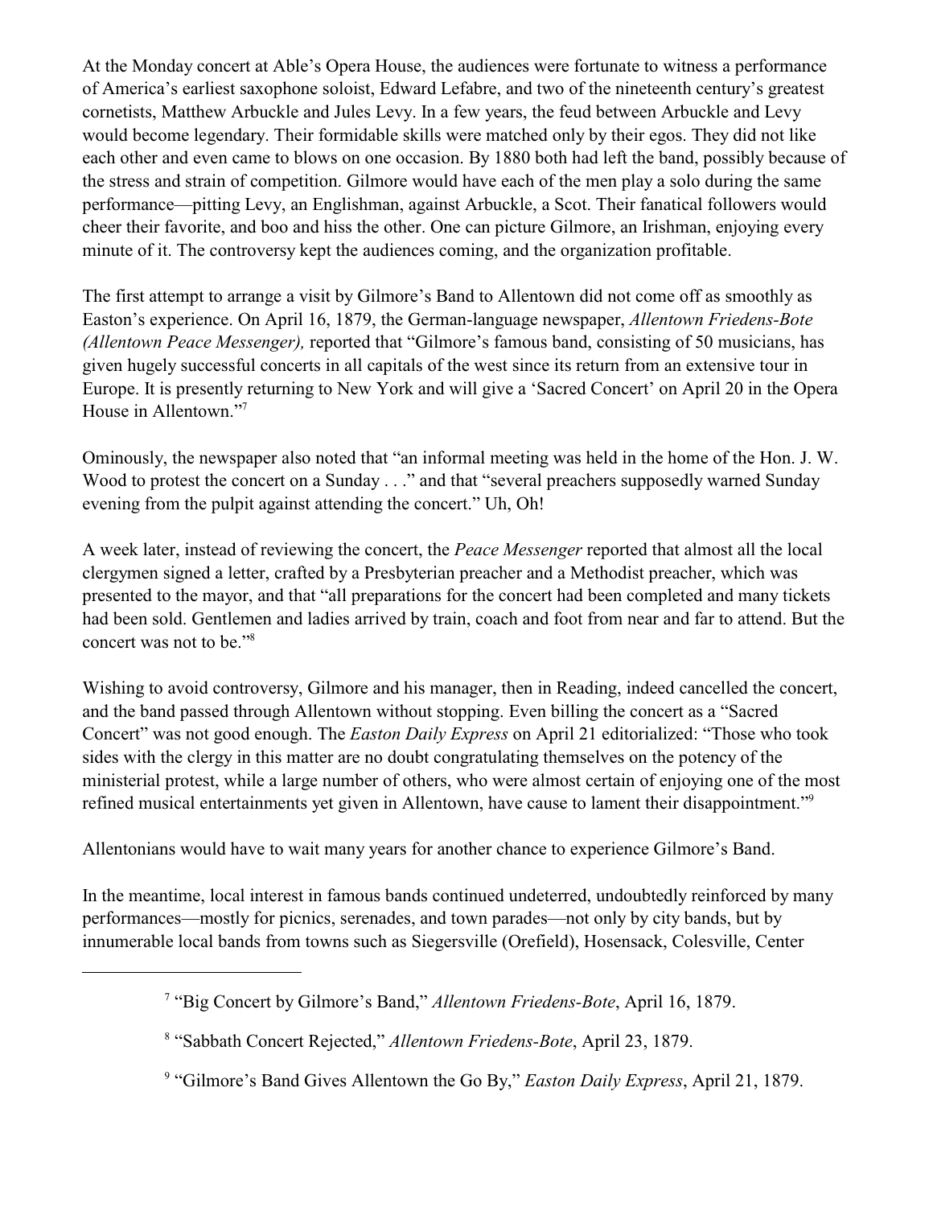At the Monday concert at Able's Opera House, the audiences were fortunate to witness a performance of America's earliest saxophone soloist, Edward Lefabre, and two of the nineteenth century's greatest cornetists, Matthew Arbuckle and Jules Levy. In a few years, the feud between Arbuckle and Levy would become legendary. Their formidable skills were matched only by their egos. They did not like each other and even came to blows on one occasion. By 1880 both had left the band, possibly because of the stress and strain of competition. Gilmore would have each of the men play a solo during the same performance—pitting Levy, an Englishman, against Arbuckle, a Scot. Their fanatical followers would cheer their favorite, and boo and hiss the other. One can picture Gilmore, an Irishman, enjoying every minute of it. The controversy kept the audiences coming, and the organization profitable.

The first attempt to arrange a visit by Gilmore's Band to Allentown did not come off as smoothly as Easton's experience. On April 16, 1879, the German-language newspaper, *Allentown Friedens-Bote (Allentown Peace Messenger),* reported that "Gilmore's famous band, consisting of 50 musicians, has given hugely successful concerts in all capitals of the west since its return from an extensive tour in Europe. It is presently returning to New York and will give a 'Sacred Concert' on April 20 in the Opera House in Allentown."[7]

Ominously, the newspaper also noted that "an informal meeting was held in the home of the Hon. J. W. Wood to protest the concert on a Sunday . . ." and that "several preachers supposedly warned Sunday evening from the pulpit against attending the concert." Uh, Oh!

A week later, instead of reviewing the concert, the *Peace Messenger* reported that almost all the local clergymen signed a letter, crafted by a Presbyterian preacher and a Methodist preacher, which was presented to the mayor, and that "all preparations for the concert had been completed and many tickets had been sold. Gentlemen and ladies arrived by train, coach and foot from near and far to attend. But the concert was not to be."[8]

Wishing to avoid controversy, Gilmore and his manager, then in Reading, indeed cancelled the concert, and the band passed through Allentown without stopping. Even billing the concert as a "Sacred Concert" was not good enough. The *Easton Daily Express* on April 21 editorialized: "Those who took sides with the clergy in this matter are no doubt congratulating themselves on the potency of the ministerial protest, while a large number of others, who were almost certain of enjoying one of the most refined musical entertainments yet given in Allentown, have cause to lament their disappointment."[9]

Allentonians would have to wait many years for another chance to experience Gilmore's Band.

In the meantime, local interest in famous bands continued undeterred, undoubtedly reinforced by many performances—mostly for picnics, serenades, and town parades—not only by city bands, but by innumerable local bands from towns such as Siegersville (Orefield), Hosensack, Colesville, Center

[7] "Big Concert by Gilmore's Band," *Allentown Friedens-Bote*, April 16, 1879.

[8] "Sabbath Concert Rejected," *Allentown Friedens-Bote*, April 23, 1879.

[9] "Gilmore's Band Gives Allentown the Go By," *Easton Daily Express*, April 21, 1879.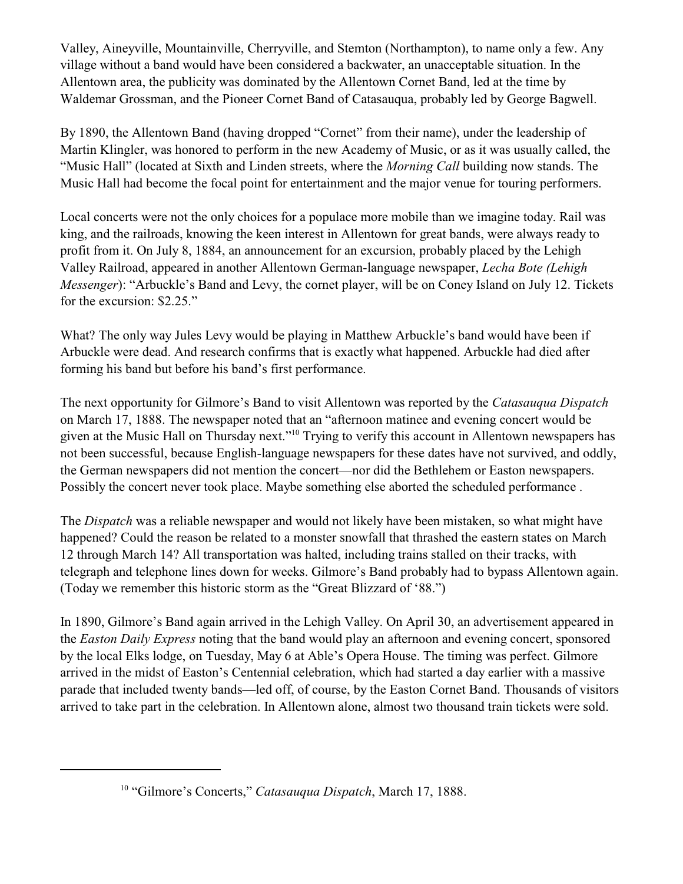Valley, Aineyville, Mountainville, Cherryville, and Stemton (Northampton), to name only a few. Any village without a band would have been considered a backwater, an unacceptable situation. In the Allentown area, the publicity was dominated by the Allentown Cornet Band, led at the time by Waldemar Grossman, and the Pioneer Cornet Band of Catasauqua, probably led by George Bagwell.

By 1890, the Allentown Band (having dropped "Cornet" from their name), under the leadership of Martin Klingler, was honored to perform in the new Academy of Music, or as it was usually called, the "Music Hall" (located at Sixth and Linden streets, where the *Morning Call* building now stands. The Music Hall had become the focal point for entertainment and the major venue for touring performers.

Local concerts were not the only choices for a populace more mobile than we imagine today. Rail was king, and the railroads, knowing the keen interest in Allentown for great bands, were always ready to profit from it. On July 8, 1884, an announcement for an excursion, probably placed by the Lehigh Valley Railroad, appeared in another Allentown German-language newspaper, *Lecha Bote (Lehigh Messenger*): "Arbuckle's Band and Levy, the cornet player, will be on Coney Island on July 12. Tickets for the excursion: $2.25."

What? The only way Jules Levy would be playing in Matthew Arbuckle's band would have been if Arbuckle were dead. And research confirms that is exactly what happened. Arbuckle had died after forming his band but before his band's first performance.

The next opportunity for Gilmore's Band to visit Allentown was reported by the *Catasauqua Dispatch* on March 17, 1888. The newspaper noted that an "afternoon matinee and evening concert would be given at the Music Hall on Thursday next."[10] Trying to verify this account in Allentown newspapers has not been successful, because English-language newspapers for these dates have not survived, and oddly, the German newspapers did not mention the concert—nor did the Bethlehem or Easton newspapers. Possibly the concert never took place. Maybe something else aborted the scheduled performance .

The *Dispatch* was a reliable newspaper and would not likely have been mistaken, so what might have happened? Could the reason be related to a monster snowfall that thrashed the eastern states on March 12 through March 14? All transportation was halted, including trains stalled on their tracks, with telegraph and telephone lines down for weeks. Gilmore's Band probably had to bypass Allentown again. (Today we remember this historic storm as the "Great Blizzard of '88.")

In 1890, Gilmore's Band again arrived in the Lehigh Valley. On April 30, an advertisement appeared in the *Easton Daily Express* noting that the band would play an afternoon and evening concert, sponsored by the local Elks lodge, on Tuesday, May 6 at Able's Opera House. The timing was perfect. Gilmore arrived in the midst of Easton's Centennial celebration, which had started a day earlier with a massive parade that included twenty bands—led off, of course, by the Easton Cornet Band. Thousands of visitors arrived to take part in the celebration. In Allentown alone, almost two thousand train tickets were sold.

---

[10] "Gilmore's Concerts," *Catasauqua Dispatch*, March 17, 1888.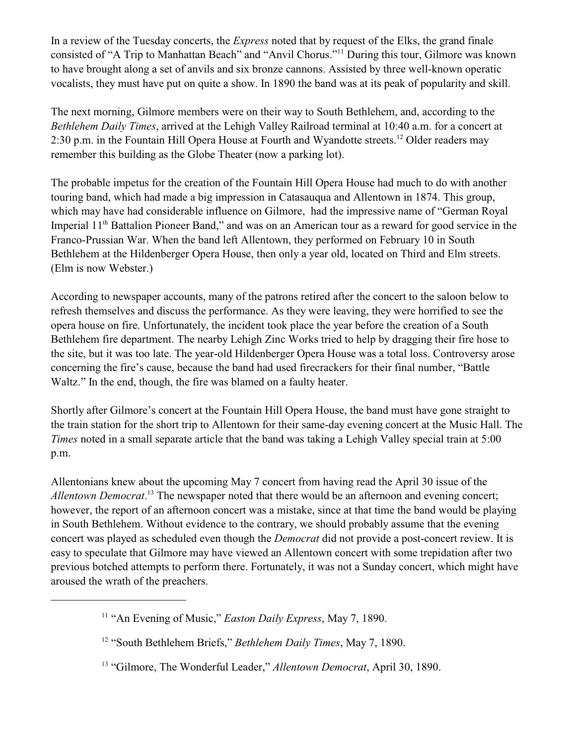In a review of the Tuesday concerts, the *Express* noted that by request of the Elks, the grand finale consisted of "A Trip to Manhattan Beach" and "Anvil Chorus."[11] During this tour, Gilmore was known to have brought along a set of anvils and six bronze cannons. Assisted by three well-known operatic vocalists, they must have put on quite a show. In 1890 the band was at its peak of popularity and skill.

The next morning, Gilmore members were on their way to South Bethlehem, and, according to the *Bethlehem Daily Times*, arrived at the Lehigh Valley Railroad terminal at 10:40 a.m. for a concert at 2:30 p.m. in the Fountain Hill Opera House at Fourth and Wyandotte streets.[12] Older readers may remember this building as the Globe Theater (now a parking lot).

The probable impetus for the creation of the Fountain Hill Opera House had much to do with another touring band, which had made a big impression in Catasauqua and Allentown in 1874. This group, which may have had considerable influence on Gilmore, had the impressive name of "German Royal Imperial 11th Battalion Pioneer Band," and was on an American tour as a reward for good service in the Franco-Prussian War. When the band left Allentown, they performed on February 10 in South Bethlehem at the Hildenberger Opera House, then only a year old, located on Third and Elm streets. (Elm is now Webster.)

According to newspaper accounts, many of the patrons retired after the concert to the saloon below to refresh themselves and discuss the performance. As they were leaving, they were horrified to see the opera house on fire. Unfortunately, the incident took place the year before the creation of a South Bethlehem fire department. The nearby Lehigh Zinc Works tried to help by dragging their fire hose to the site, but it was too late. The year-old Hildenberger Opera House was a total loss. Controversy arose concerning the fire's cause, because the band had used firecrackers for their final number, "Battle Waltz." In the end, though, the fire was blamed on a faulty heater.

Shortly after Gilmore's concert at the Fountain Hill Opera House, the band must have gone straight to the train station for the short trip to Allentown for their same-day evening concert at the Music Hall. The *Times* noted in a small separate article that the band was taking a Lehigh Valley special train at 5:00 p.m.

Allentonians knew about the upcoming May 7 concert from having read the April 30 issue of the *Allentown Democrat*.[13] The newspaper noted that there would be an afternoon and evening concert; however, the report of an afternoon concert was a mistake, since at that time the band would be playing in South Bethlehem. Without evidence to the contrary, we should probably assume that the evening concert was played as scheduled even though the *Democrat* did not provide a post-concert review. It is easy to speculate that Gilmore may have viewed an Allentown concert with some trepidation after two previous botched attempts to perform there. Fortunately, it was not a Sunday concert, which might have aroused the wrath of the preachers.

---

[11] "An Evening of Music," *Easton Daily Express*, May 7, 1890.

[12] "South Bethlehem Briefs," *Bethlehem Daily Times*, May 7, 1890.

[13] "Gilmore, The Wonderful Leader," *Allentown Democrat*, April 30, 1890.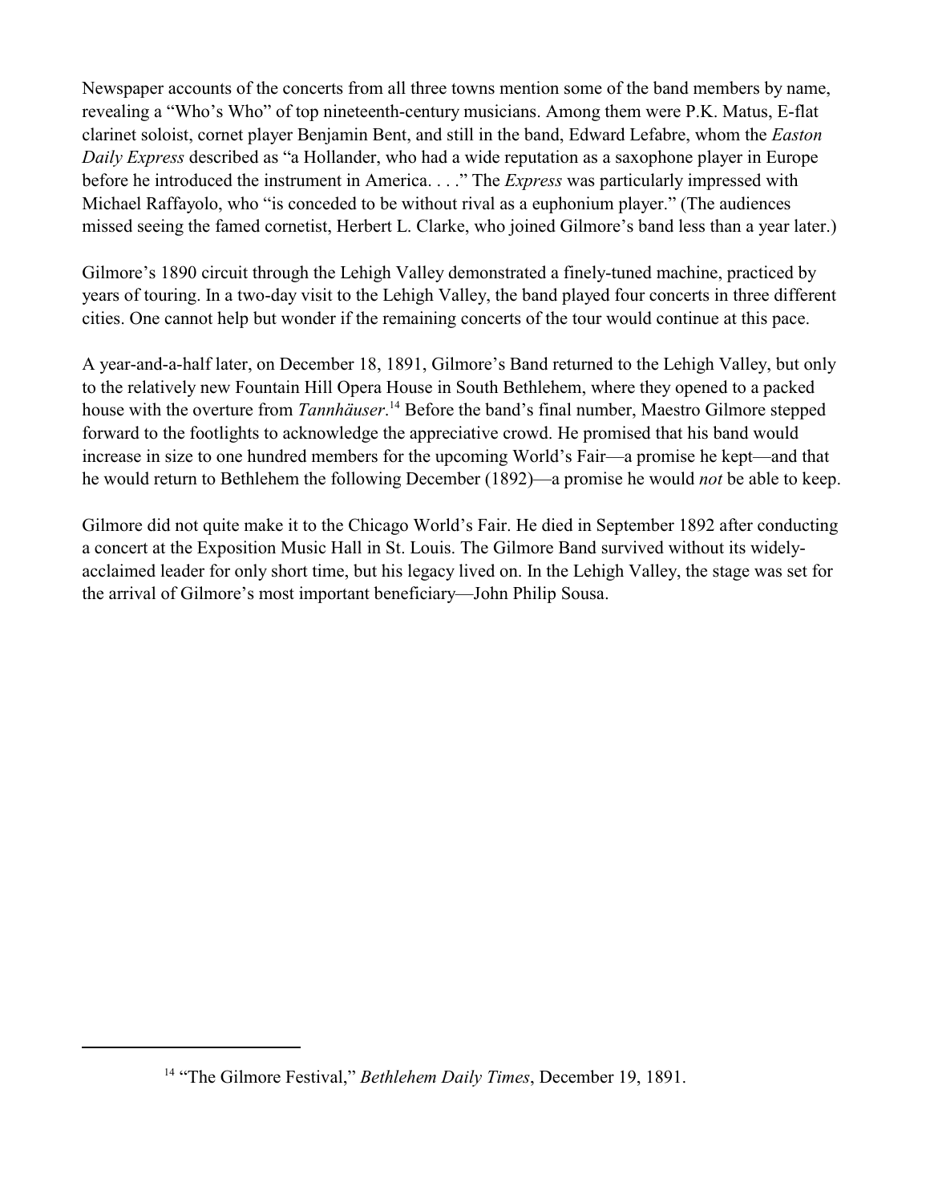Newspaper accounts of the concerts from all three towns mention some of the band members by name, revealing a "Who's Who" of top nineteenth-century musicians. Among them were P.K. Matus, E-flat clarinet soloist, cornet player Benjamin Bent, and still in the band, Edward Lefabre, whom the *Easton Daily Express* described as "a Hollander, who had a wide reputation as a saxophone player in Europe before he introduced the instrument in America. . . ." The *Express* was particularly impressed with Michael Raffayolo, who "is conceded to be without rival as a euphonium player." (The audiences missed seeing the famed cornetist, Herbert L. Clarke, who joined Gilmore's band less than a year later.)

Gilmore's 1890 circuit through the Lehigh Valley demonstrated a finely-tuned machine, practiced by years of touring. In a two-day visit to the Lehigh Valley, the band played four concerts in three different cities. One cannot help but wonder if the remaining concerts of the tour would continue at this pace.

A year-and-a-half later, on December 18, 1891, Gilmore's Band returned to the Lehigh Valley, but only to the relatively new Fountain Hill Opera House in South Bethlehem, where they opened to a packed house with the overture from *Tannhäuser*.[14] Before the band's final number, Maestro Gilmore stepped forward to the footlights to acknowledge the appreciative crowd. He promised that his band would increase in size to one hundred members for the upcoming World's Fair—a promise he kept—and that he would return to Bethlehem the following December (1892)—a promise he would *not* be able to keep.

Gilmore did not quite make it to the Chicago World's Fair. He died in September 1892 after conducting a concert at the Exposition Music Hall in St. Louis. The Gilmore Band survived without its widely-acclaimed leader for only short time, but his legacy lived on. In the Lehigh Valley, the stage was set for the arrival of Gilmore's most important beneficiary—John Philip Sousa.

---

[14] "The Gilmore Festival," *Bethlehem Daily Times*, December 19, 1891.